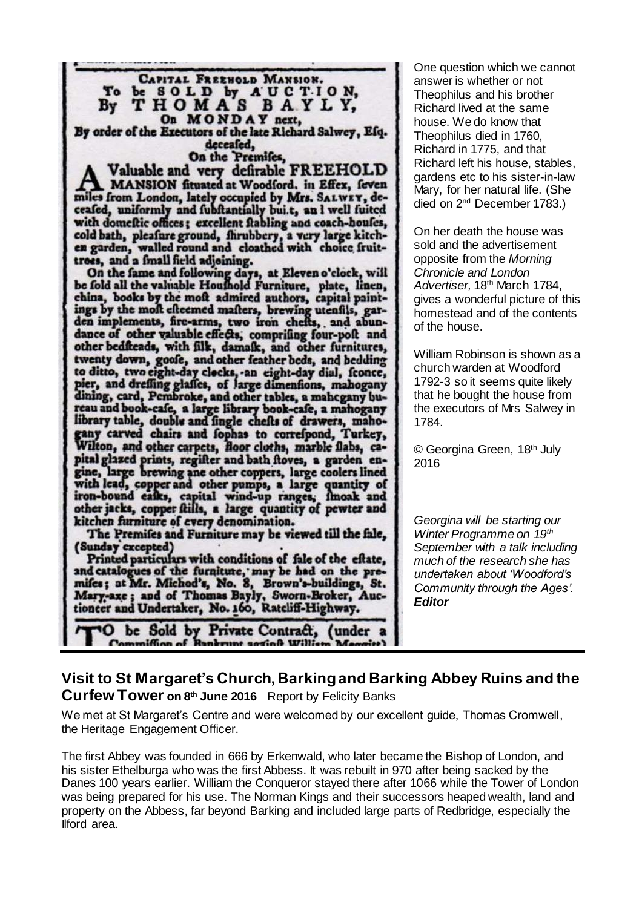CAPITAL FREEHOLD MANSION.

To be SOLD by AUCTION,

By THOMAS BAYLY,

On MONDAY next,

By order of the Executors of the late Richard Salwey, Esq. deceased,

On the Premises,

A Valuable and very desirable FREEHOLD MANSION situated at Woodford, in Essex, seven miles from London, lately occupied by Mrs. SALWEY, deceased, uniformly and substantially built, and well suited with domestic offices; excellent stabling and coach-houses, cold bath, pleasure ground, shrubbery, a very large kitchen garden, walled round and cloathed with choice fruit-trees, and a small field adjoining.

On the same and following days, at Eleven o'clock, will be sold all the valuable Houshold Furniture, plate, linen, china, books by the most admired authors, capital paintings by the most esteemed masters, brewing utensils, garden implements, fire-arms, two iron chests, and abundance of other valuable effects, comprising four-post and other bedsteads, with silk, damask, and other furnitures, twenty down, goose, and other feather beds, and bedding to ditto, two eight-day clocks, an eight-day dial, sconce, pier, and dressing glasses, of large dimensions, mahogany dining, card, Pembroke, and other tables, a mahogany bureau and book-case, a large library book-case, a mahogany library table, double and single chests of drawers, mahogany carved chairs and sophas to correspond, Turkey, Wilton, and other carpets, floor cloths, marble slabs, capital glazed prints, register and bath stoves, a garden engine, large brewing ane other coppers, large coolers lined with lead, copper and other pumps, a large quantity of iron-bound casks, capital wind-up ranges, smoak and other jacks, copper stills, a large quantity of pewter and kitchen furniture of every denomination.

The Premises and Furniture may be viewed till the sale, (Sunday excepted)

Printed particulars with conditions of sale of the estate, and catalogues of the furniture, may be had on the premises; at Mr. Michod's, No. 8, Brown's-buildings, St. Mary-axe; and of Thomas Bayly, Sworn-Broker, Auctioneer and Undertaker, No. 160, Ratcliff-Highway.

TO be Sold by Private Contract, (under a Commission of Bankrupt against William Maggitt)

One question which we cannot answer is whether or not Theophilus and his brother Richard lived at the same house. We do know that Theophilus died in 1760, Richard in 1775, and that Richard left his house, stables, gardens etc to his sister-in-law Mary, for her natural life. (She died on 2nd December 1783.)

On her death the house was sold and the advertisement opposite from the *Morning Chronicle and London Advertiser,* 18th March 1784, gives a wonderful picture of this homestead and of the contents of the house.

William Robinson is shown as a church warden at Woodford 1792-3 so it seems quite likely that he bought the house from the executors of Mrs Salwey in 1784.

© Georgina Green, 18th July 2016

*Georgina will be starting our Winter Programme on 19th September with a talk including much of the research she has undertaken about 'Woodford's Community through the Ages'.* ***Editor***

## Visit to St Margaret's Church, Barking and Barking Abbey Ruins and the Curfew Tower on 8th June 2016

Report by Felicity Banks

We met at St Margaret's Centre and were welcomed by our excellent guide, Thomas Cromwell, the Heritage Engagement Officer.

The first Abbey was founded in 666 by Erkenwald, who later became the Bishop of London, and his sister Ethelburga who was the first Abbess. It was rebuilt in 970 after being sacked by the Danes 100 years earlier. William the Conqueror stayed there after 1066 while the Tower of London was being prepared for his use. The Norman Kings and their successors heaped wealth, land and property on the Abbess, far beyond Barking and included large parts of Redbridge, especially the Ilford area.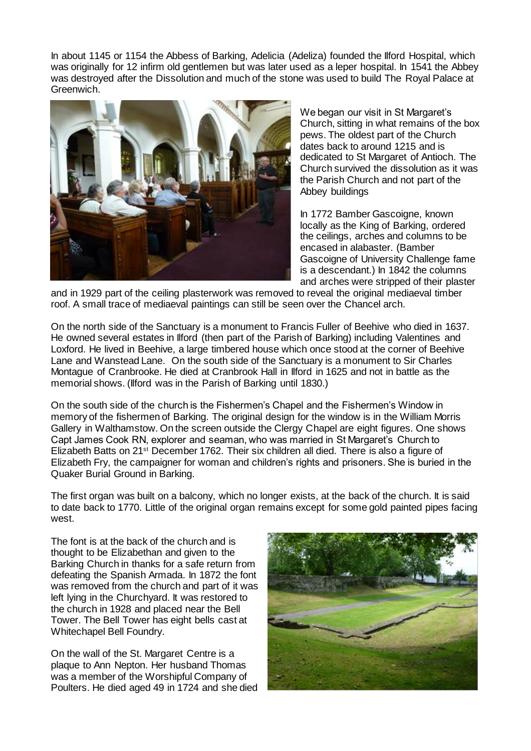In about 1145 or 1154 the Abbess of Barking, Adelicia (Adeliza) founded the Ilford Hospital, which was originally for 12 infirm old gentlemen but was later used as a leper hospital. In 1541 the Abbey was destroyed after the Dissolution and much of the stone was used to build The Royal Palace at Greenwich.

We began our visit in St Margaret's Church, sitting in what remains of the box pews. The oldest part of the Church dates back to around 1215 and is dedicated to St Margaret of Antioch. The Church survived the dissolution as it was the Parish Church and not part of the Abbey buildings

In 1772 Bamber Gascoigne, known locally as the King of Barking, ordered the ceilings, arches and columns to be encased in alabaster. (Bamber Gascoigne of University Challenge fame is a descendant.) In 1842 the columns and arches were stripped of their plaster and in 1929 part of the ceiling plasterwork was removed to reveal the original mediaeval timber roof. A small trace of mediaeval paintings can still be seen over the Chancel arch.

On the north side of the Sanctuary is a monument to Francis Fuller of Beehive who died in 1637. He owned several estates in Ilford (then part of the Parish of Barking) including Valentines and Loxford. He lived in Beehive, a large timbered house which once stood at the corner of Beehive Lane and Wanstead Lane. On the south side of the Sanctuary is a monument to Sir Charles Montague of Cranbrooke. He died at Cranbrook Hall in Ilford in 1625 and not in battle as the memorial shows. (Ilford was in the Parish of Barking until 1830.)

On the south side of the church is the Fishermen's Chapel and the Fishermen's Window in memory of the fishermen of Barking. The original design for the window is in the William Morris Gallery in Walthamstow. On the screen outside the Clergy Chapel are eight figures. One shows Capt James Cook RN, explorer and seaman, who was married in St Margaret's Church to Elizabeth Batts on 21st December 1762. Their six children all died. There is also a figure of Elizabeth Fry, the campaigner for woman and children's rights and prisoners. She is buried in the Quaker Burial Ground in Barking.

The first organ was built on a balcony, which no longer exists, at the back of the church. It is said to date back to 1770. Little of the original organ remains except for some gold painted pipes facing west.

The font is at the back of the church and is thought to be Elizabethan and given to the Barking Church in thanks for a safe return from defeating the Spanish Armada. In 1872 the font was removed from the church and part of it was left lying in the Churchyard. It was restored to the church in 1928 and placed near the Bell Tower. The Bell Tower has eight bells cast at Whitechapel Bell Foundry.

On the wall of the St. Margaret Centre is a plaque to Ann Nepton. Her husband Thomas was a member of the Worshipful Company of Poulters. He died aged 49 in 1724 and she died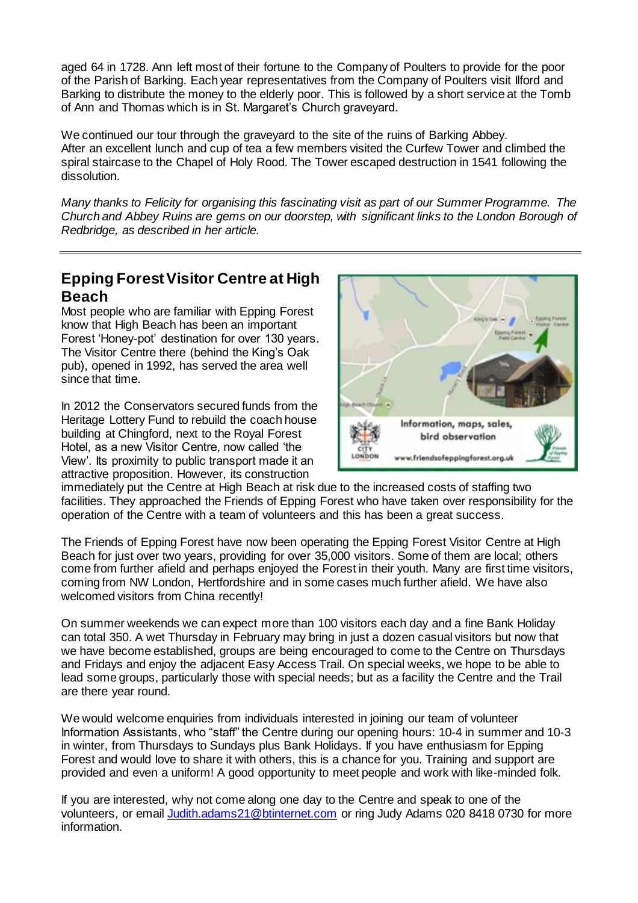aged 64 in 1728. Ann left most of their fortune to the Company of Poulters to provide for the poor of the Parish of Barking. Each year representatives from the Company of Poulters visit Ilford and Barking to distribute the money to the elderly poor. This is followed by a short service at the Tomb of Ann and Thomas which is in St. Margaret's Church graveyard.

We continued our tour through the graveyard to the site of the ruins of Barking Abbey. After an excellent lunch and cup of tea a few members visited the Curfew Tower and climbed the spiral staircase to the Chapel of Holy Rood. The Tower escaped destruction in 1541 following the dissolution.

*Many thanks to Felicity for organising this fascinating visit as part of our Summer Programme. The Church and Abbey Ruins are gems on our doorstep, with significant links to the London Borough of Redbridge, as described in her article.*

---

## Epping Forest Visitor Centre at High Beach

Most people who are familiar with Epping Forest know that High Beach has been an important Forest 'Honey-pot' destination for over 130 years. The Visitor Centre there (behind the King's Oak pub), opened in 1992, has served the area well since that time.

In 2012 the Conservators secured funds from the Heritage Lottery Fund to rebuild the coach house building at Chingford, next to the Royal Forest Hotel, as a new Visitor Centre, now called 'the View'. Its proximity to public transport made it an attractive proposition. However, its construction immediately put the Centre at High Beach at risk due to the increased costs of staffing two facilities. They approached the Friends of Epping Forest who have taken over responsibility for the operation of the Centre with a team of volunteers and this has been a great success.

The Friends of Epping Forest have now been operating the Epping Forest Visitor Centre at High Beach for just over two years, providing for over 35,000 visitors. Some of them are local; others come from further afield and perhaps enjoyed the Forest in their youth. Many are first time visitors, coming from NW London, Hertfordshire and in some cases much further afield. We have also welcomed visitors from China recently!

On summer weekends we can expect more than 100 visitors each day and a fine Bank Holiday can total 350. A wet Thursday in February may bring in just a dozen casual visitors but now that we have become established, groups are being encouraged to come to the Centre on Thursdays and Fridays and enjoy the adjacent Easy Access Trail. On special weeks, we hope to be able to lead some groups, particularly those with special needs; but as a facility the Centre and the Trail are there year round.

We would welcome enquiries from individuals interested in joining our team of volunteer Information Assistants, who "staff" the Centre during our opening hours: 10-4 in summer and 10-3 in winter, from Thursdays to Sundays plus Bank Holidays. If you have enthusiasm for Epping Forest and would love to share it with others, this is a chance for you. Training and support are provided and even a uniform! A good opportunity to meet people and work with like-minded folk.

If you are interested, why not come along one day to the Centre and speak to one of the volunteers, or email Judith.adams21@btinternet.com or ring Judy Adams 020 8418 0730 for more information.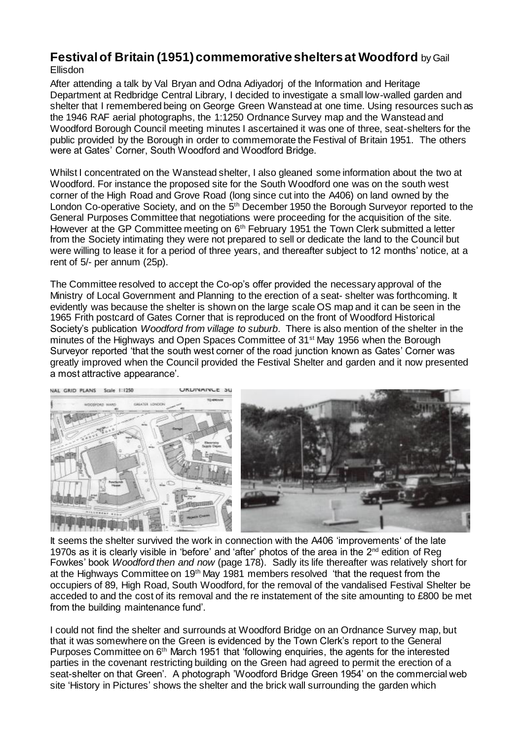# Festival of Britain (1951) commemorative shelters at Woodford by Gail Ellisdon

After attending a talk by Val Bryan and Odna Adiyadorj of the Information and Heritage Department at Redbridge Central Library, I decided to investigate a small low-walled garden and shelter that I remembered being on George Green Wanstead at one time. Using resources such as the 1946 RAF aerial photographs, the 1:1250 Ordnance Survey map and the Wanstead and Woodford Borough Council meeting minutes I ascertained it was one of three, seat-shelters for the public provided by the Borough in order to commemorate the Festival of Britain 1951. The others were at Gates' Corner, South Woodford and Woodford Bridge.

Whilst I concentrated on the Wanstead shelter, I also gleaned some information about the two at Woodford. For instance the proposed site for the South Woodford one was on the south west corner of the High Road and Grove Road (long since cut into the A406) on land owned by the London Co-operative Society, and on the 5th December 1950 the Borough Surveyor reported to the General Purposes Committee that negotiations were proceeding for the acquisition of the site. However at the GP Committee meeting on 6th February 1951 the Town Clerk submitted a letter from the Society intimating they were not prepared to sell or dedicate the land to the Council but were willing to lease it for a period of three years, and thereafter subject to 12 months' notice, at a rent of 5/- per annum (25p).

The Committee resolved to accept the Co-op's offer provided the necessary approval of the Ministry of Local Government and Planning to the erection of a seat- shelter was forthcoming. It evidently was because the shelter is shown on the large scale OS map and it can be seen in the 1965 Frith postcard of Gates Corner that is reproduced on the front of Woodford Historical Society's publication *Woodford from village to suburb*. There is also mention of the shelter in the minutes of the Highways and Open Spaces Committee of 31st May 1956 when the Borough Surveyor reported 'that the south west corner of the road junction known as Gates' Corner was greatly improved when the Council provided the Festival Shelter and garden and it now presented a most attractive appearance'.

It seems the shelter survived the work in connection with the A406 'improvements' of the late 1970s as it is clearly visible in 'before' and 'after' photos of the area in the 2nd edition of Reg Fowkes' book *Woodford then and now* (page 178). Sadly its life thereafter was relatively short for at the Highways Committee on 19th May 1981 members resolved 'that the request from the occupiers of 89, High Road, South Woodford, for the removal of the vandalised Festival Shelter be acceded to and the cost of its removal and the re instatement of the site amounting to £800 be met from the building maintenance fund'.

I could not find the shelter and surrounds at Woodford Bridge on an Ordnance Survey map, but that it was somewhere on the Green is evidenced by the Town Clerk's report to the General Purposes Committee on 6th March 1951 that 'following enquiries, the agents for the interested parties in the covenant restricting building on the Green had agreed to permit the erection of a seat-shelter on that Green'. A photograph 'Woodford Bridge Green 1954' on the commercial web site 'History in Pictures' shows the shelter and the brick wall surrounding the garden which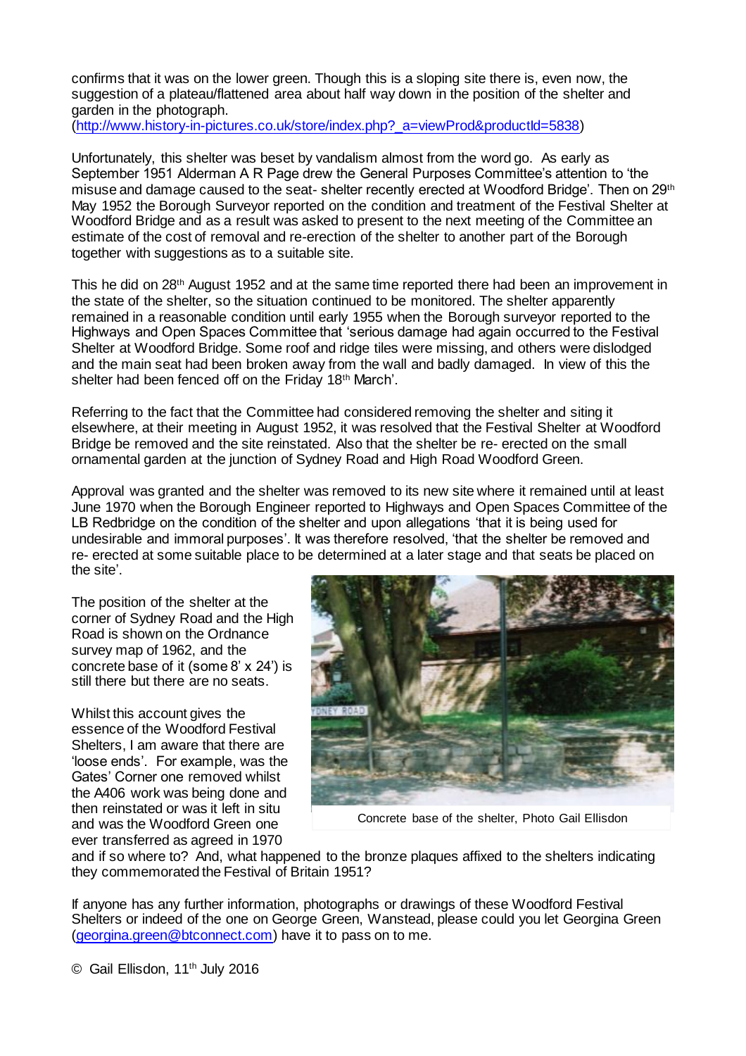confirms that it was on the lower green. Though this is a sloping site there is, even now, the suggestion of a plateau/flattened area about half way down in the position of the shelter and garden in the photograph.
(http://www.history-in-pictures.co.uk/store/index.php?_a=viewProd&productId=5838)

Unfortunately, this shelter was beset by vandalism almost from the word go. As early as September 1951 Alderman A R Page drew the General Purposes Committee's attention to 'the misuse and damage caused to the seat- shelter recently erected at Woodford Bridge'. Then on 29th May 1952 the Borough Surveyor reported on the condition and treatment of the Festival Shelter at Woodford Bridge and as a result was asked to present to the next meeting of the Committee an estimate of the cost of removal and re-erection of the shelter to another part of the Borough together with suggestions as to a suitable site.

This he did on 28th August 1952 and at the same time reported there had been an improvement in the state of the shelter, so the situation continued to be monitored. The shelter apparently remained in a reasonable condition until early 1955 when the Borough surveyor reported to the Highways and Open Spaces Committee that 'serious damage had again occurred to the Festival Shelter at Woodford Bridge. Some roof and ridge tiles were missing, and others were dislodged and the main seat had been broken away from the wall and badly damaged. In view of this the shelter had been fenced off on the Friday 18th March'.

Referring to the fact that the Committee had considered removing the shelter and siting it elsewhere, at their meeting in August 1952, it was resolved that the Festival Shelter at Woodford Bridge be removed and the site reinstated. Also that the shelter be re- erected on the small ornamental garden at the junction of Sydney Road and High Road Woodford Green.

Approval was granted and the shelter was removed to its new site where it remained until at least June 1970 when the Borough Engineer reported to Highways and Open Spaces Committee of the LB Redbridge on the condition of the shelter and upon allegations 'that it is being used for undesirable and immoral purposes'. It was therefore resolved, 'that the shelter be removed and re- erected at some suitable place to be determined at a later stage and that seats be placed on the site'.

The position of the shelter at the corner of Sydney Road and the High Road is shown on the Ordnance survey map of 1962, and the concrete base of it (some 8' x 24') is still there but there are no seats.

Concrete base of the shelter, Photo Gail Ellisdon

Whilst this account gives the essence of the Woodford Festival Shelters, I am aware that there are 'loose ends'. For example, was the Gates' Corner one removed whilst the A406 work was being done and then reinstated or was it left in situ and was the Woodford Green one ever transferred as agreed in 1970 and if so where to? And, what happened to the bronze plaques affixed to the shelters indicating they commemorated the Festival of Britain 1951?

If anyone has any further information, photographs or drawings of these Woodford Festival Shelters or indeed of the one on George Green, Wanstead, please could you let Georgina Green (georgina.green@btconnect.com) have it to pass on to me.

© Gail Ellisdon, 11th July 2016